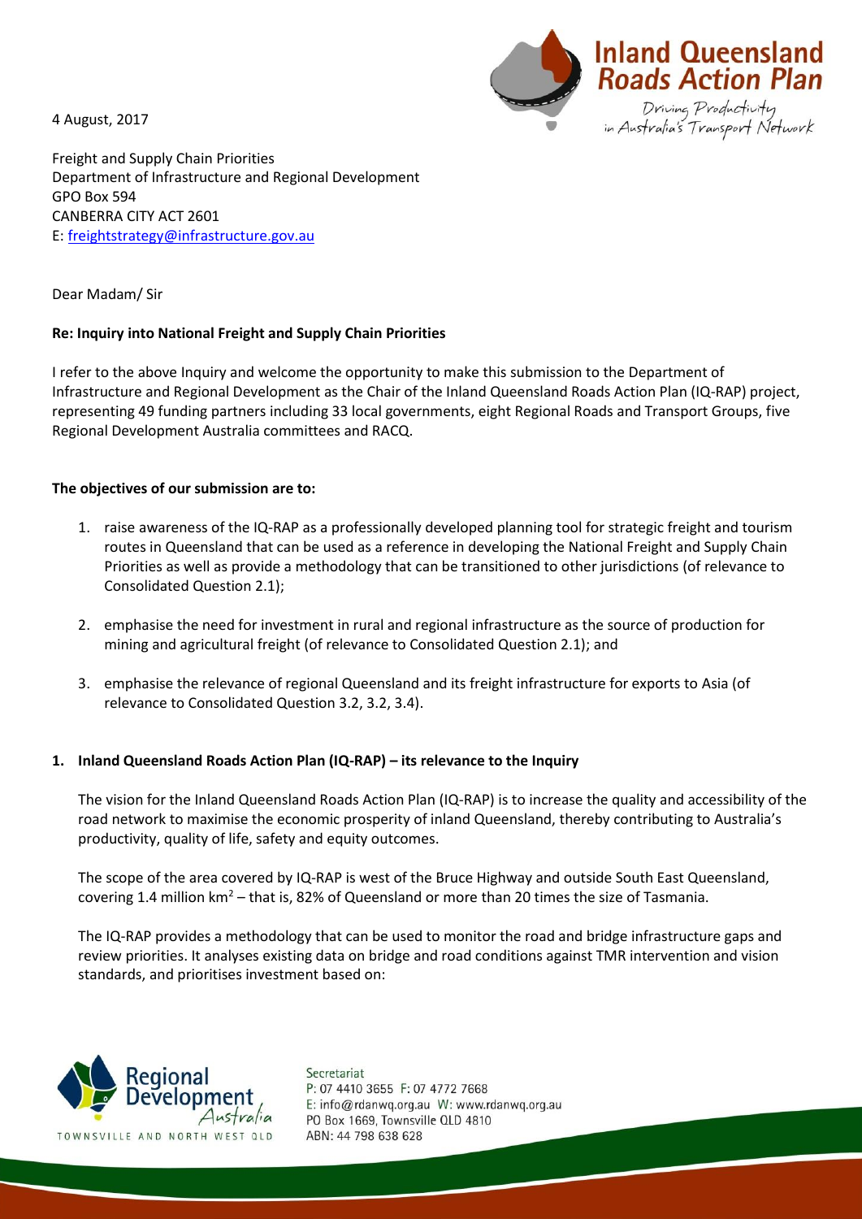4 August, 2017

Freight and Supply Chain Priorities
Department of Infrastructure and Regional Development
GPO Box 594
CANBERRA CITY ACT 2601
E: freightstrategy@infrastructure.gov.au

Dear Madam/ Sir

**Re: Inquiry into National Freight and Supply Chain Priorities**

I refer to the above Inquiry and welcome the opportunity to make this submission to the Department of Infrastructure and Regional Development as the Chair of the Inland Queensland Roads Action Plan (IQ-RAP) project, representing 49 funding partners including 33 local governments, eight Regional Roads and Transport Groups, five Regional Development Australia committees and RACQ.

**The objectives of our submission are to:**

1. raise awareness of the IQ-RAP as a professionally developed planning tool for strategic freight and tourism routes in Queensland that can be used as a reference in developing the National Freight and Supply Chain Priorities as well as provide a methodology that can be transitioned to other jurisdictions (of relevance to Consolidated Question 2.1);
2. emphasise the need for investment in rural and regional infrastructure as the source of production for mining and agricultural freight (of relevance to Consolidated Question 2.1); and
3. emphasise the relevance of regional Queensland and its freight infrastructure for exports to Asia (of relevance to Consolidated Question 3.2, 3.2, 3.4).

## 1. Inland Queensland Roads Action Plan (IQ-RAP) – its relevance to the Inquiry

The vision for the Inland Queensland Roads Action Plan (IQ-RAP) is to increase the quality and accessibility of the road network to maximise the economic prosperity of inland Queensland, thereby contributing to Australia's productivity, quality of life, safety and equity outcomes.

The scope of the area covered by IQ-RAP is west of the Bruce Highway and outside South East Queensland, covering 1.4 million km$^2$ – that is, 82% of Queensland or more than 20 times the size of Tasmania.

The IQ-RAP provides a methodology that can be used to monitor the road and bridge infrastructure gaps and review priorities. It analyses existing data on bridge and road conditions against TMR intervention and vision standards, and prioritises investment based on: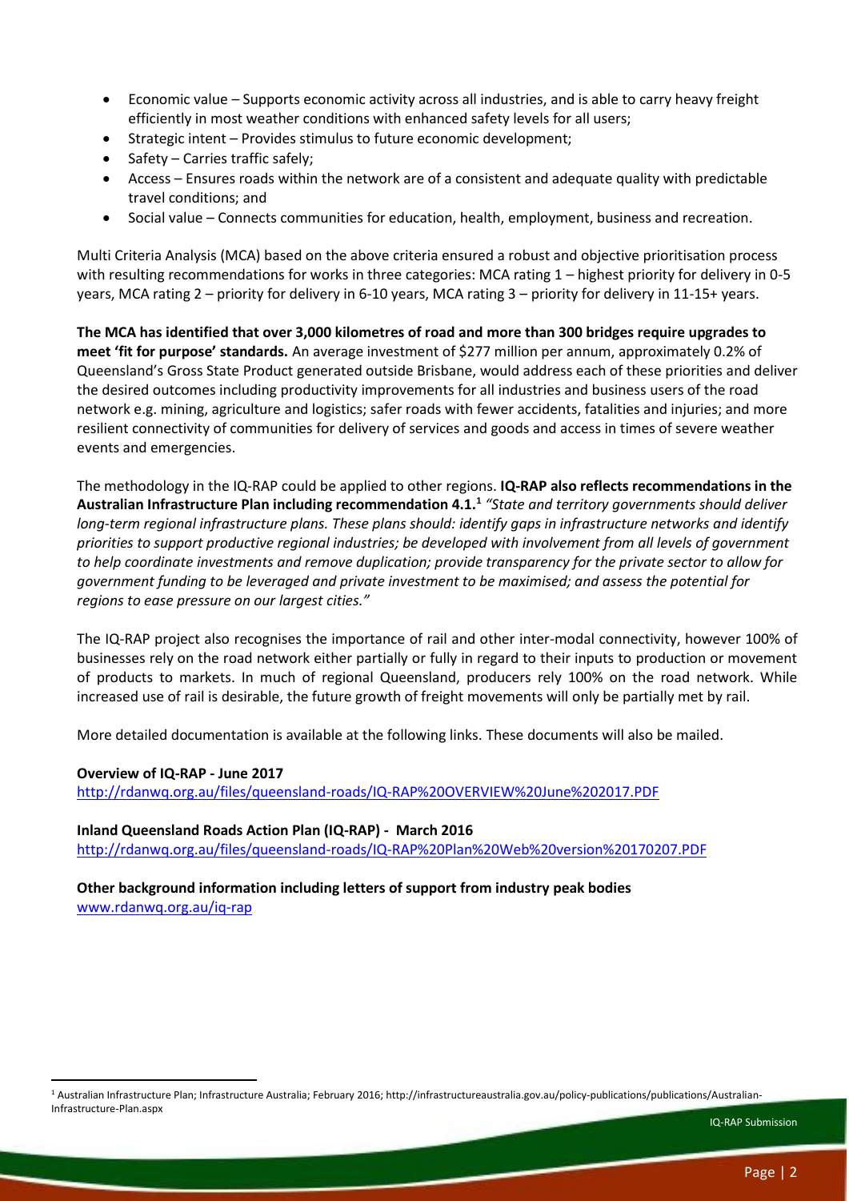- Economic value – Supports economic activity across all industries, and is able to carry heavy freight efficiently in most weather conditions with enhanced safety levels for all users;
- Strategic intent – Provides stimulus to future economic development;
- Safety – Carries traffic safely;
- Access – Ensures roads within the network are of a consistent and adequate quality with predictable travel conditions; and
- Social value – Connects communities for education, health, employment, business and recreation.

Multi Criteria Analysis (MCA) based on the above criteria ensured a robust and objective prioritisation process with resulting recommendations for works in three categories: MCA rating 1 – highest priority for delivery in 0-5 years, MCA rating 2 – priority for delivery in 6-10 years, MCA rating 3 – priority for delivery in 11-15+ years.

**The MCA has identified that over 3,000 kilometres of road and more than 300 bridges require upgrades to meet 'fit for purpose' standards.** An average investment of $277 million per annum, approximately 0.2% of Queensland's Gross State Product generated outside Brisbane, would address each of these priorities and deliver the desired outcomes including productivity improvements for all industries and business users of the road network e.g. mining, agriculture and logistics; safer roads with fewer accidents, fatalities and injuries; and more resilient connectivity of communities for delivery of services and goods and access in times of severe weather events and emergencies.

The methodology in the IQ-RAP could be applied to other regions. **IQ-RAP also reflects recommendations in the Australian Infrastructure Plan including recommendation 4.1.**[1] *"State and territory governments should deliver long-term regional infrastructure plans. These plans should: identify gaps in infrastructure networks and identify priorities to support productive regional industries; be developed with involvement from all levels of government to help coordinate investments and remove duplication; provide transparency for the private sector to allow for government funding to be leveraged and private investment to be maximised; and assess the potential for regions to ease pressure on our largest cities."*

The IQ-RAP project also recognises the importance of rail and other inter-modal connectivity, however 100% of businesses rely on the road network either partially or fully in regard to their inputs to production or movement of products to markets. In much of regional Queensland, producers rely 100% on the road network. While increased use of rail is desirable, the future growth of freight movements will only be partially met by rail.

More detailed documentation is available at the following links. These documents will also be mailed.

**Overview of IQ-RAP - June 2017**
http://rdanwq.org.au/files/queensland-roads/IQ-RAP%20OVERVIEW%20June%202017.PDF

**Inland Queensland Roads Action Plan (IQ-RAP) - March 2016**
http://rdanwq.org.au/files/queensland-roads/IQ-RAP%20Plan%20Web%20version%20170207.PDF

**Other background information including letters of support from industry peak bodies**
www.rdanwq.org.au/iq-rap

[1] Australian Infrastructure Plan; Infrastructure Australia; February 2016; http://infrastructureaustralia.gov.au/policy-publications/publications/Australian-Infrastructure-Plan.aspx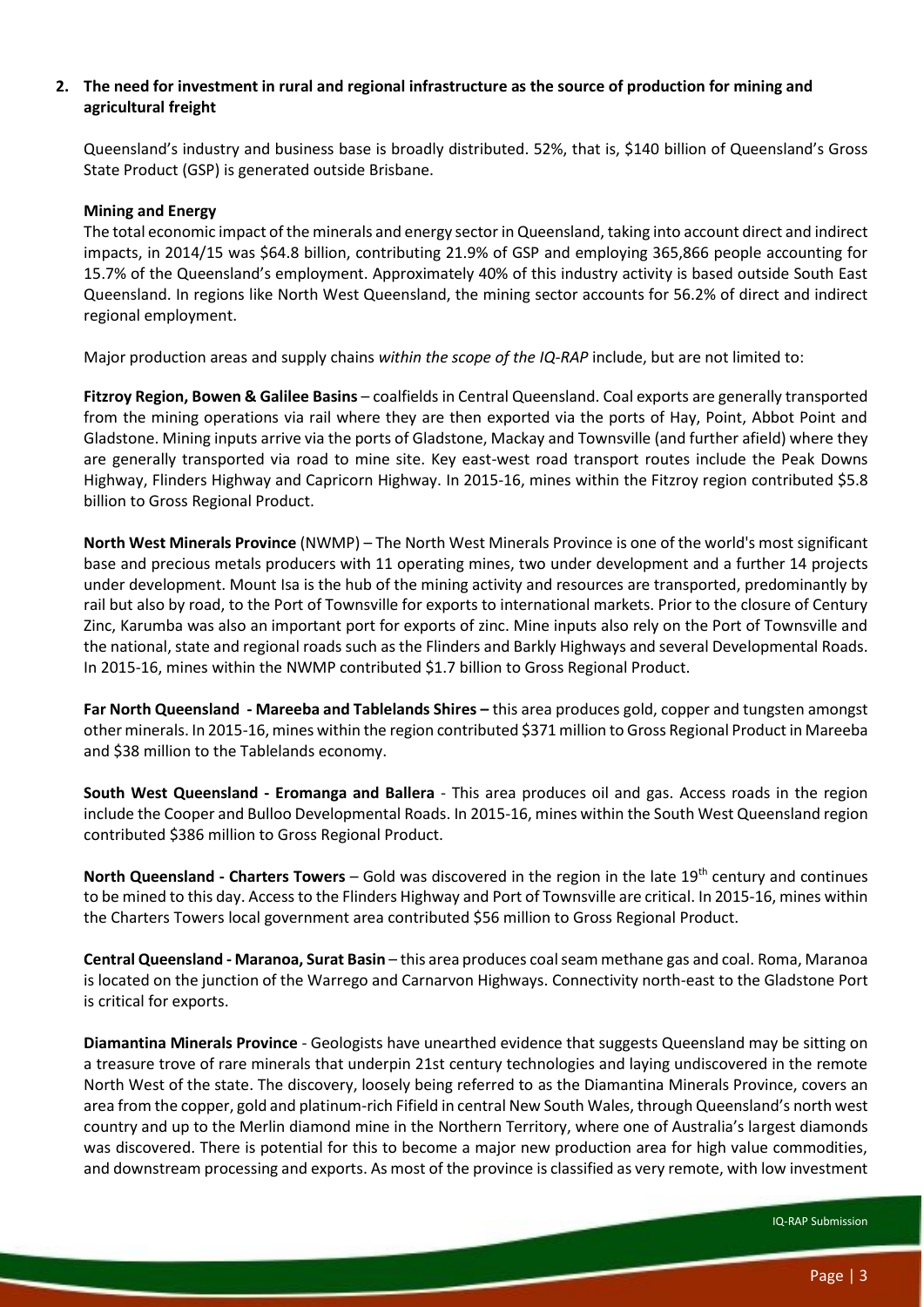## 2. The need for investment in rural and regional infrastructure as the source of production for mining and agricultural freight

Queensland's industry and business base is broadly distributed. 52%, that is, \$140 billion of Queensland's Gross State Product (GSP) is generated outside Brisbane.

**Mining and Energy**

The total economic impact of the minerals and energy sector in Queensland, taking into account direct and indirect impacts, in 2014/15 was \$64.8 billion, contributing 21.9% of GSP and employing 365,866 people accounting for 15.7% of the Queensland's employment. Approximately 40% of this industry activity is based outside South East Queensland. In regions like North West Queensland, the mining sector accounts for 56.2% of direct and indirect regional employment.

Major production areas and supply chains *within the scope of the IQ-RAP* include, but are not limited to:

**Fitzroy Region, Bowen & Galilee Basins** – coalfields in Central Queensland. Coal exports are generally transported from the mining operations via rail where they are then exported via the ports of Hay, Point, Abbot Point and Gladstone. Mining inputs arrive via the ports of Gladstone, Mackay and Townsville (and further afield) where they are generally transported via road to mine site. Key east-west road transport routes include the Peak Downs Highway, Flinders Highway and Capricorn Highway. In 2015-16, mines within the Fitzroy region contributed \$5.8 billion to Gross Regional Product.

**North West Minerals Province** (NWMP) – The North West Minerals Province is one of the world's most significant base and precious metals producers with 11 operating mines, two under development and a further 14 projects under development. Mount Isa is the hub of the mining activity and resources are transported, predominantly by rail but also by road, to the Port of Townsville for exports to international markets. Prior to the closure of Century Zinc, Karumba was also an important port for exports of zinc. Mine inputs also rely on the Port of Townsville and the national, state and regional roads such as the Flinders and Barkly Highways and several Developmental Roads. In 2015-16, mines within the NWMP contributed \$1.7 billion to Gross Regional Product.

**Far North Queensland - Mareeba and Tablelands Shires –** this area produces gold, copper and tungsten amongst other minerals. In 2015-16, mines within the region contributed \$371 million to Gross Regional Product in Mareeba and \$38 million to the Tablelands economy.

**South West Queensland - Eromanga and Ballera** - This area produces oil and gas. Access roads in the region include the Cooper and Bulloo Developmental Roads. In 2015-16, mines within the South West Queensland region contributed \$386 million to Gross Regional Product.

**North Queensland - Charters Towers** – Gold was discovered in the region in the late 19th century and continues to be mined to this day. Access to the Flinders Highway and Port of Townsville are critical. In 2015-16, mines within the Charters Towers local government area contributed \$56 million to Gross Regional Product.

**Central Queensland - Maranoa, Surat Basin** – this area produces coal seam methane gas and coal. Roma, Maranoa is located on the junction of the Warrego and Carnarvon Highways. Connectivity north-east to the Gladstone Port is critical for exports.

**Diamantina Minerals Province** - Geologists have unearthed evidence that suggests Queensland may be sitting on a treasure trove of rare minerals that underpin 21st century technologies and laying undiscovered in the remote North West of the state. The discovery, loosely being referred to as the Diamantina Minerals Province, covers an area from the copper, gold and platinum-rich Fifield in central New South Wales, through Queensland's north west country and up to the Merlin diamond mine in the Northern Territory, where one of Australia's largest diamonds was discovered. There is potential for this to become a major new production area for high value commodities, and downstream processing and exports. As most of the province is classified as very remote, with low investment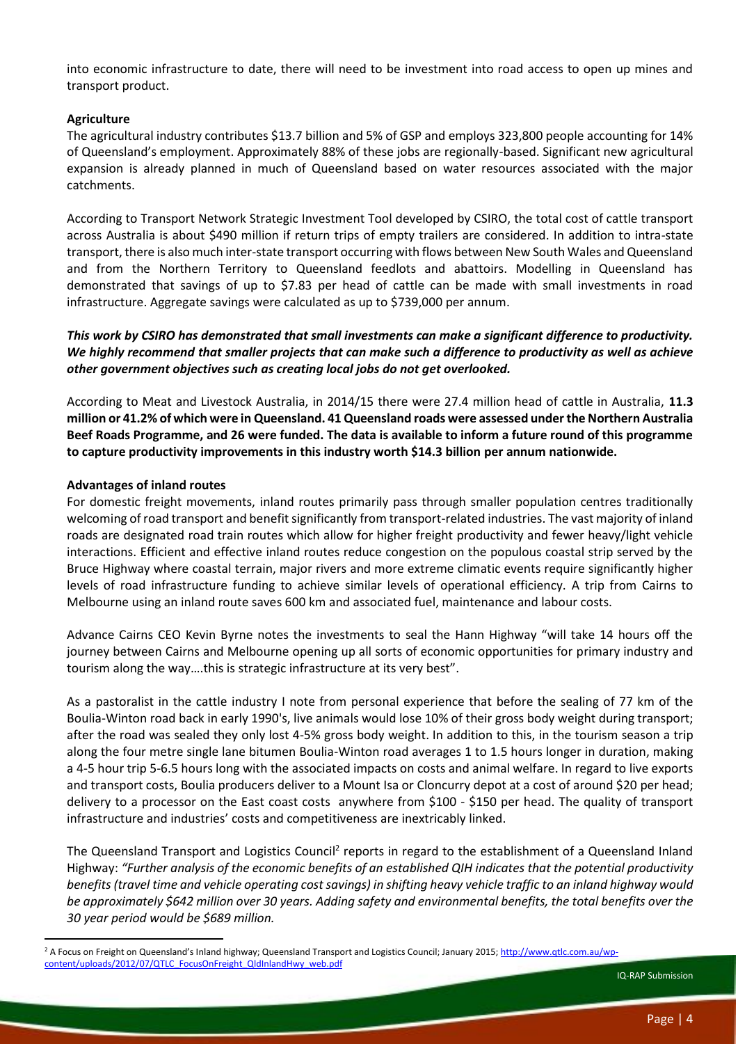into economic infrastructure to date, there will need to be investment into road access to open up mines and transport product.

**Agriculture**

The agricultural industry contributes $13.7 billion and 5% of GSP and employs 323,800 people accounting for 14% of Queensland's employment. Approximately 88% of these jobs are regionally-based. Significant new agricultural expansion is already planned in much of Queensland based on water resources associated with the major catchments.

According to Transport Network Strategic Investment Tool developed by CSIRO, the total cost of cattle transport across Australia is about $490 million if return trips of empty trailers are considered. In addition to intra-state transport, there is also much inter-state transport occurring with flows between New South Wales and Queensland and from the Northern Territory to Queensland feedlots and abattoirs. Modelling in Queensland has demonstrated that savings of up to $7.83 per head of cattle can be made with small investments in road infrastructure. Aggregate savings were calculated as up to $739,000 per annum.

***This work by CSIRO has demonstrated that small investments can make a significant difference to productivity. We highly recommend that smaller projects that can make such a difference to productivity as well as achieve other government objectives such as creating local jobs do not get overlooked.***

According to Meat and Livestock Australia, in 2014/15 there were 27.4 million head of cattle in Australia, **11.3 million or 41.2% of which were in Queensland. 41 Queensland roads were assessed under the Northern Australia Beef Roads Programme, and 26 were funded. The data is available to inform a future round of this programme to capture productivity improvements in this industry worth $14.3 billion per annum nationwide.**

**Advantages of inland routes**

For domestic freight movements, inland routes primarily pass through smaller population centres traditionally welcoming of road transport and benefit significantly from transport-related industries. The vast majority of inland roads are designated road train routes which allow for higher freight productivity and fewer heavy/light vehicle interactions. Efficient and effective inland routes reduce congestion on the populous coastal strip served by the Bruce Highway where coastal terrain, major rivers and more extreme climatic events require significantly higher levels of road infrastructure funding to achieve similar levels of operational efficiency. A trip from Cairns to Melbourne using an inland route saves 600 km and associated fuel, maintenance and labour costs.

Advance Cairns CEO Kevin Byrne notes the investments to seal the Hann Highway "will take 14 hours off the journey between Cairns and Melbourne opening up all sorts of economic opportunities for primary industry and tourism along the way….this is strategic infrastructure at its very best".

As a pastoralist in the cattle industry I note from personal experience that before the sealing of 77 km of the Boulia-Winton road back in early 1990's, live animals would lose 10% of their gross body weight during transport; after the road was sealed they only lost 4-5% gross body weight. In addition to this, in the tourism season a trip along the four metre single lane bitumen Boulia-Winton road averages 1 to 1.5 hours longer in duration, making a 4-5 hour trip 5-6.5 hours long with the associated impacts on costs and animal welfare. In regard to live exports and transport costs, Boulia producers deliver to a Mount Isa or Cloncurry depot at a cost of around $20 per head; delivery to a processor on the East coast costs anywhere from $100 - $150 per head. The quality of transport infrastructure and industries' costs and competitiveness are inextricably linked.

The Queensland Transport and Logistics Council[2] reports in regard to the establishment of a Queensland Inland Highway: *"Further analysis of the economic benefits of an established QIH indicates that the potential productivity benefits (travel time and vehicle operating cost savings) in shifting heavy vehicle traffic to an inland highway would be approximately $642 million over 30 years. Adding safety and environmental benefits, the total benefits over the 30 year period would be $689 million.*

[2] A Focus on Freight on Queensland's Inland highway; Queensland Transport and Logistics Council; January 2015; http://www.qtlc.com.au/wp-content/uploads/2012/07/QTLC_FocusOnFreight_QldInlandHwy_web.pdf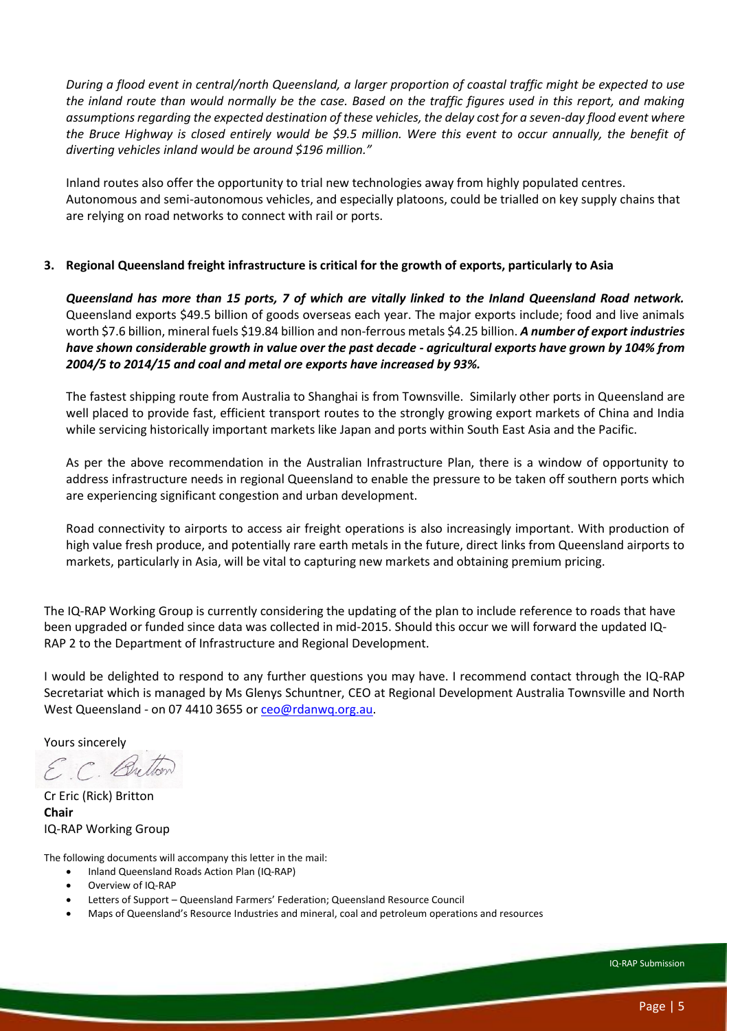*During a flood event in central/north Queensland, a larger proportion of coastal traffic might be expected to use the inland route than would normally be the case. Based on the traffic figures used in this report, and making assumptions regarding the expected destination of these vehicles, the delay cost for a seven-day flood event where the Bruce Highway is closed entirely would be $9.5 million. Were this event to occur annually, the benefit of diverting vehicles inland would be around $196 million."*

Inland routes also offer the opportunity to trial new technologies away from highly populated centres. Autonomous and semi-autonomous vehicles, and especially platoons, could be trialled on key supply chains that are relying on road networks to connect with rail or ports.

3. **Regional Queensland freight infrastructure is critical for the growth of exports, particularly to Asia**

***Queensland has more than 15 ports, 7 of which are vitally linked to the Inland Queensland Road network.*** Queensland exports $49.5 billion of goods overseas each year. The major exports include; food and live animals worth $7.6 billion, mineral fuels $19.84 billion and non-ferrous metals $4.25 billion. ***A number of export industries have shown considerable growth in value over the past decade - agricultural exports have grown by 104% from 2004/5 to 2014/15 and coal and metal ore exports have increased by 93%.***

The fastest shipping route from Australia to Shanghai is from Townsville. Similarly other ports in Queensland are well placed to provide fast, efficient transport routes to the strongly growing export markets of China and India while servicing historically important markets like Japan and ports within South East Asia and the Pacific.

As per the above recommendation in the Australian Infrastructure Plan, there is a window of opportunity to address infrastructure needs in regional Queensland to enable the pressure to be taken off southern ports which are experiencing significant congestion and urban development.

Road connectivity to airports to access air freight operations is also increasingly important. With production of high value fresh produce, and potentially rare earth metals in the future, direct links from Queensland airports to markets, particularly in Asia, will be vital to capturing new markets and obtaining premium pricing.

The IQ-RAP Working Group is currently considering the updating of the plan to include reference to roads that have been upgraded or funded since data was collected in mid-2015. Should this occur we will forward the updated IQ-RAP 2 to the Department of Infrastructure and Regional Development.

I would be delighted to respond to any further questions you may have. I recommend contact through the IQ-RAP Secretariat which is managed by Ms Glenys Schuntner, CEO at Regional Development Australia Townsville and North West Queensland - on 07 4410 3655 or ceo@rdanwq.org.au.

Yours sincerely

E. C. Britton

Cr Eric (Rick) Britton
**Chair**
IQ-RAP Working Group

The following documents will accompany this letter in the mail:

- Inland Queensland Roads Action Plan (IQ-RAP)
- Overview of IQ-RAP
- Letters of Support – Queensland Farmers' Federation; Queensland Resource Council
- Maps of Queensland's Resource Industries and mineral, coal and petroleum operations and resources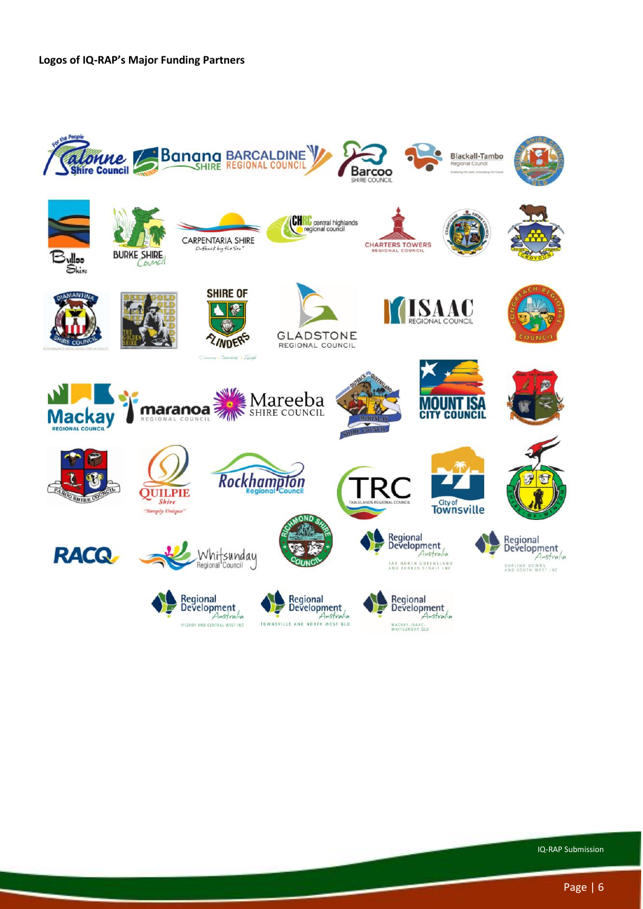**Logos of IQ-RAP's Major Funding Partners**